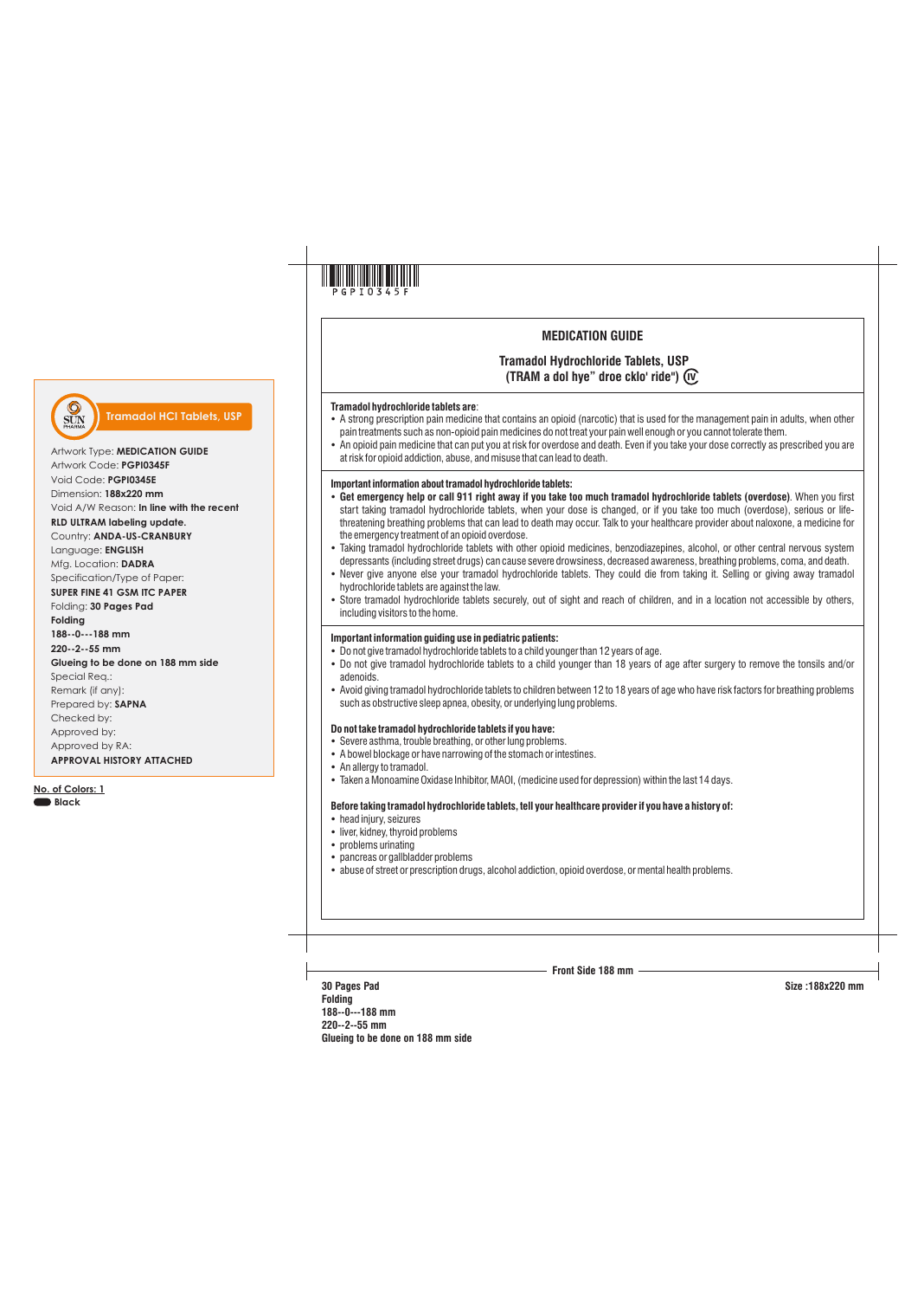Tramadol HCl Tablets, USP

Artwork Type: **MEDICATION GUIDE**
Artwork Code: **PGPI0345F**
Void Code: **PGPI0345E**
Dimension: **188x220 mm**
Void A/W Reason: **In line with the recent RLD ULTRAM labeling update.**
Country: **ANDA-US-CRANBURY**
Language: **ENGLISH**
Mfg. Location: **DADRA**
Specification/Type of Paper: **SUPER FINE 41 GSM ITC PAPER**
Folding: **30 Pages Pad Folding 188--0---188 mm 220--2--55 mm Glueing to be done on 188 mm side**
Special Req.:
Remark (if any):
Prepared by: **SAPNA**
Checked by:
Approved by:
Approved by RA:
**APPROVAL HISTORY ATTACHED**

No. of Colors: 1
Black

PGPI0345F

## MEDICATION GUIDE

### Tramadol Hydrochloride Tablets, USP
### (TRAM a dol hye" droe cklo' ride") CIV

**Tramadol hydrochloride tablets are**:

- A strong prescription pain medicine that contains an opioid (narcotic) that is used for the management pain in adults, when other pain treatments such as non-opioid pain medicines do not treat your pain well enough or you cannot tolerate them.
- An opioid pain medicine that can put you at risk for overdose and death. Even if you take your dose correctly as prescribed you are at risk for opioid addiction, abuse, and misuse that can lead to death.

**Important information about tramadol hydrochloride tablets:**

- **Get emergency help or call 911 right away if you take too much tramadol hydrochloride tablets (overdose)**. When you first start taking tramadol hydrochloride tablets, when your dose is changed, or if you take too much (overdose), serious or life-threatening breathing problems that can lead to death may occur. Talk to your healthcare provider about naloxone, a medicine for the emergency treatment of an opioid overdose.
- Taking tramadol hydrochloride tablets with other opioid medicines, benzodiazepines, alcohol, or other central nervous system depressants (including street drugs) can cause severe drowsiness, decreased awareness, breathing problems, coma, and death.
- Never give anyone else your tramadol hydrochloride tablets. They could die from taking it. Selling or giving away tramadol hydrochloride tablets are against the law.
- Store tramadol hydrochloride tablets securely, out of sight and reach of children, and in a location not accessible by others, including visitors to the home.

**Important information guiding use in pediatric patients:**

- Do not give tramadol hydrochloride tablets to a child younger than 12 years of age.
- Do not give tramadol hydrochloride tablets to a child younger than 18 years of age after surgery to remove the tonsils and/or adenoids.
- Avoid giving tramadol hydrochloride tablets to children between 12 to 18 years of age who have risk factors for breathing problems such as obstructive sleep apnea, obesity, or underlying lung problems.

**Do not take tramadol hydrochloride tablets if you have:**

- Severe asthma, trouble breathing, or other lung problems.
- A bowel blockage or have narrowing of the stomach or intestines.
- An allergy to tramadol.
- Taken a Monoamine Oxidase Inhibitor, MAOI, (medicine used for depression) within the last 14 days.

**Before taking tramadol hydrochloride tablets, tell your healthcare provider if you have a history of:**

- head injury, seizures
- liver, kidney, thyroid problems
- problems urinating
- pancreas or gallbladder problems
- abuse of street or prescription drugs, alcohol addiction, opioid overdose, or mental health problems.

Front Side 188 mm

**30 Pages Pad**
**Folding**
**188--0---188 mm**
**220--2--55 mm**
**Glueing to be done on 188 mm side**

**Size :188x220 mm**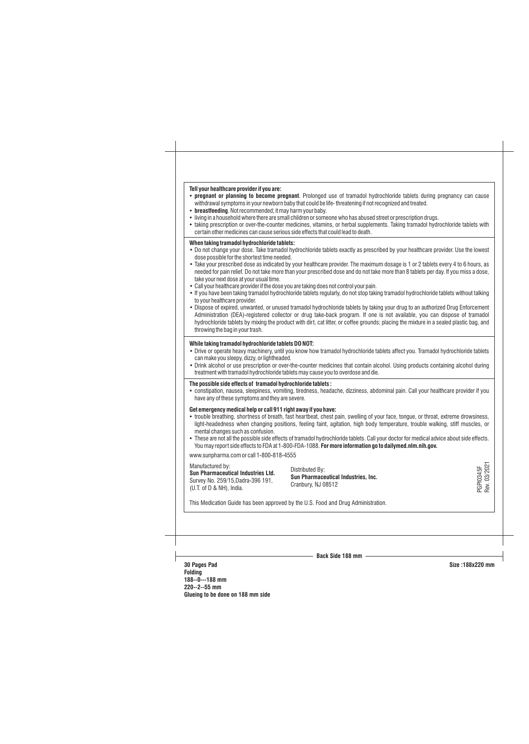**Tell your healthcare provider if you are:**

- **pregnant or planning to become pregnant**. Prolonged use of tramadol hydrochloride tablets during pregnancy can cause withdrawal symptoms in your newborn baby that could be life- threatening if not recognized and treated.
- **breastfeeding**. Not recommended; it may harm your baby.
- living in a household where there are small children or someone who has abused street or prescription drugs.
- taking prescription or over-the-counter medicines, vitamins, or herbal supplements. Taking tramadol hydrochloride tablets with certain other medicines can cause serious side effects that could lead to death.

**When taking tramadol hydrochloride tablets:**

- Do not change your dose. Take tramadol hydrochloride tablets exactly as prescribed by your healthcare provider. Use the lowest dose possible for the shortest time needed.
- Take your prescribed dose as indicated by your healthcare provider. The maximum dosage is 1 or 2 tablets every 4 to 6 hours, as needed for pain relief. Do not take more than your prescribed dose and do not take more than 8 tablets per day. If you miss a dose, take your next dose at your usual time.
- Call your healthcare provider if the dose you are taking does not control your pain.
- If you have been taking tramadol hydrochloride tablets regularly, do not stop taking tramadol hydrochloride tablets without talking to your healthcare provider.
- Dispose of expired, unwanted, or unused tramadol hydrochloride tablets by taking your drug to an authorized Drug Enforcement Administration (DEA)-registered collector or drug take-back program. If one is not available, you can dispose of tramadol hydrochloride tablets by mixing the product with dirt, cat litter, or coffee grounds; placing the mixture in a sealed plastic bag, and throwing the bag in your trash.

**While taking tramadol hydrochloride tablets DO NOT:**

- Drive or operate heavy machinery, until you know how tramadol hydrochloride tablets affect you. Tramadol hydrochloride tablets can make you sleepy, dizzy, or lightheaded.
- Drink alcohol or use prescription or over-the-counter medicines that contain alcohol. Using products containing alcohol during treatment with tramadol hydrochloride tablets may cause you to overdose and die.

**The possible side effects of tramadol hydrochloride tablets :**

- constipation, nausea, sleepiness, vomiting, tiredness, headache, dizziness, abdominal pain. Call your healthcare provider if you have any of these symptoms and they are severe.

**Get emergency medical help or call 911 right away if you have:**

- trouble breathing, shortness of breath, fast heartbeat, chest pain, swelling of your face, tongue, or throat, extreme drowsiness, light-headedness when changing positions, feeling faint, agitation, high body temperature, trouble walking, stiff muscles, or mental changes such as confusion.
- These are not all the possible side effects of tramadol hydrochloride tablets. Call your doctor for medical advice about side effects. You may report side effects to FDA at 1-800-FDA-1088. **For more information go to dailymed.nlm.nih.gov.**

www.sunpharma.com or call 1-800-818-4555

Manufactured by:
**Sun Pharmaceutical Industries Ltd.**
Survey No. 259/15,Dadra-396 191,
(U.T. of D & NH), India.

Distributed By:
**Sun Pharmaceutical Industries, Inc.**
Cranbury, NJ 08512

PGPI0345F
Rev. 03/2021

This Medication Guide has been approved by the U.S. Food and Drug Administration.

**Back Side 188 mm**

**30 Pages Pad**
**Folding**
**188--0---188 mm**
**220--2--55 mm**
**Glueing to be done on 188 mm side**

**Size :188x220 mm**